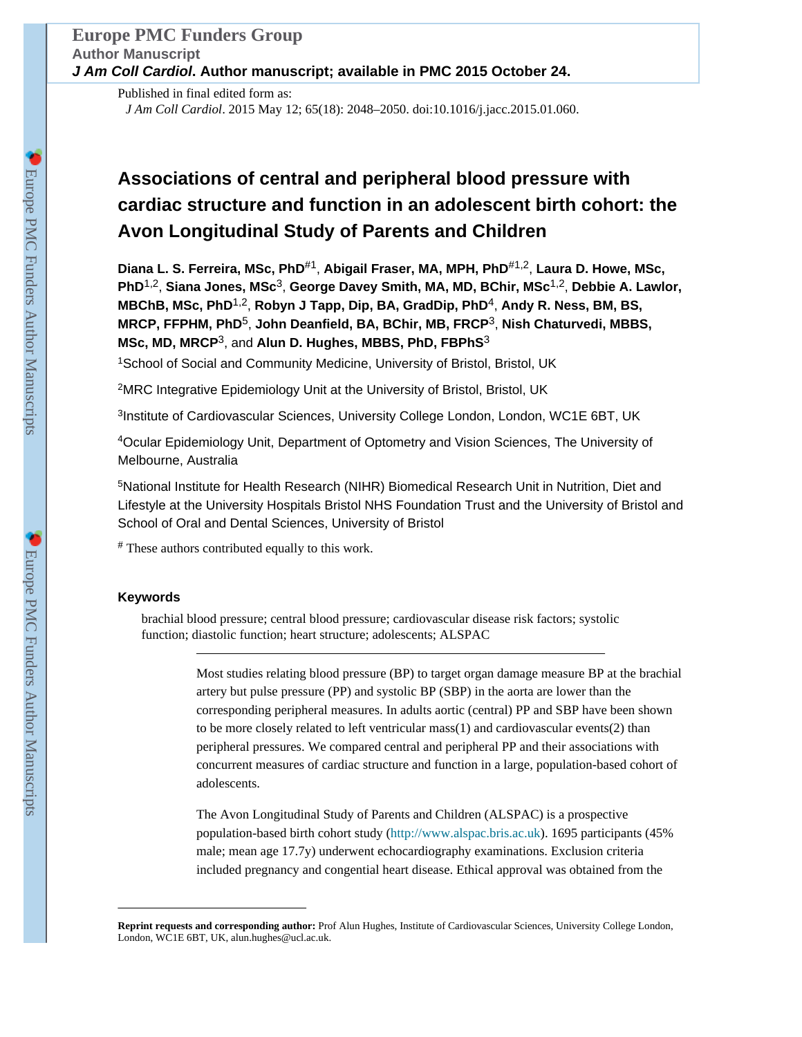Europe PMC Funders Group
Author Manuscript
*J Am Coll Cardiol*. Author manuscript; available in PMC 2015 October 24.

Published in final edited form as:
*J Am Coll Cardiol*. 2015 May 12; 65(18): 2048–2050. doi:10.1016/j.jacc.2015.01.060.

# Associations of central and peripheral blood pressure with cardiac structure and function in an adolescent birth cohort: the Avon Longitudinal Study of Parents and Children

**Diana L. S. Ferreira, MSc, PhD**[#1], **Abigail Fraser, MA, MPH, PhD**[#1,2], **Laura D. Howe, MSc, PhD**[1,2], **Siana Jones, MSc**[3], **George Davey Smith, MA, MD, BChir, MSc**[1,2], **Debbie A. Lawlor, MBChB, MSc, PhD**[1,2], **Robyn J Tapp, Dip, BA, GradDip, PhD**[4], **Andy R. Ness, BM, BS, MRCP, FFPHM, PhD**[5], **John Deanfield, BA, BChir, MB, FRCP**[3], **Nish Chaturvedi, MBBS, MSc, MD, MRCP**[3], and **Alun D. Hughes, MBBS, PhD, FBPhS**[3]

[1]School of Social and Community Medicine, University of Bristol, Bristol, UK

[2]MRC Integrative Epidemiology Unit at the University of Bristol, Bristol, UK

[3]Institute of Cardiovascular Sciences, University College London, London, WC1E 6BT, UK

[4]Ocular Epidemiology Unit, Department of Optometry and Vision Sciences, The University of Melbourne, Australia

[5]National Institute for Health Research (NIHR) Biomedical Research Unit in Nutrition, Diet and Lifestyle at the University Hospitals Bristol NHS Foundation Trust and the University of Bristol and School of Oral and Dental Sciences, University of Bristol

[#] These authors contributed equally to this work.

### Keywords

brachial blood pressure; central blood pressure; cardiovascular disease risk factors; systolic function; diastolic function; heart structure; adolescents; ALSPAC

---

Most studies relating blood pressure (BP) to target organ damage measure BP at the brachial artery but pulse pressure (PP) and systolic BP (SBP) in the aorta are lower than the corresponding peripheral measures. In adults aortic (central) PP and SBP have been shown to be more closely related to left ventricular mass(1) and cardiovascular events(2) than peripheral pressures. We compared central and peripheral PP and their associations with concurrent measures of cardiac structure and function in a large, population-based cohort of adolescents.

The Avon Longitudinal Study of Parents and Children (ALSPAC) is a prospective population-based birth cohort study (http://www.alspac.bris.ac.uk). 1695 participants (45% male; mean age 17.7y) underwent echocardiography examinations. Exclusion criteria included pregnancy and congential heart disease. Ethical approval was obtained from the

---

**Reprint requests and corresponding author:** Prof Alun Hughes, Institute of Cardiovascular Sciences, University College London, London, WC1E 6BT, UK, alun.hughes@ucl.ac.uk.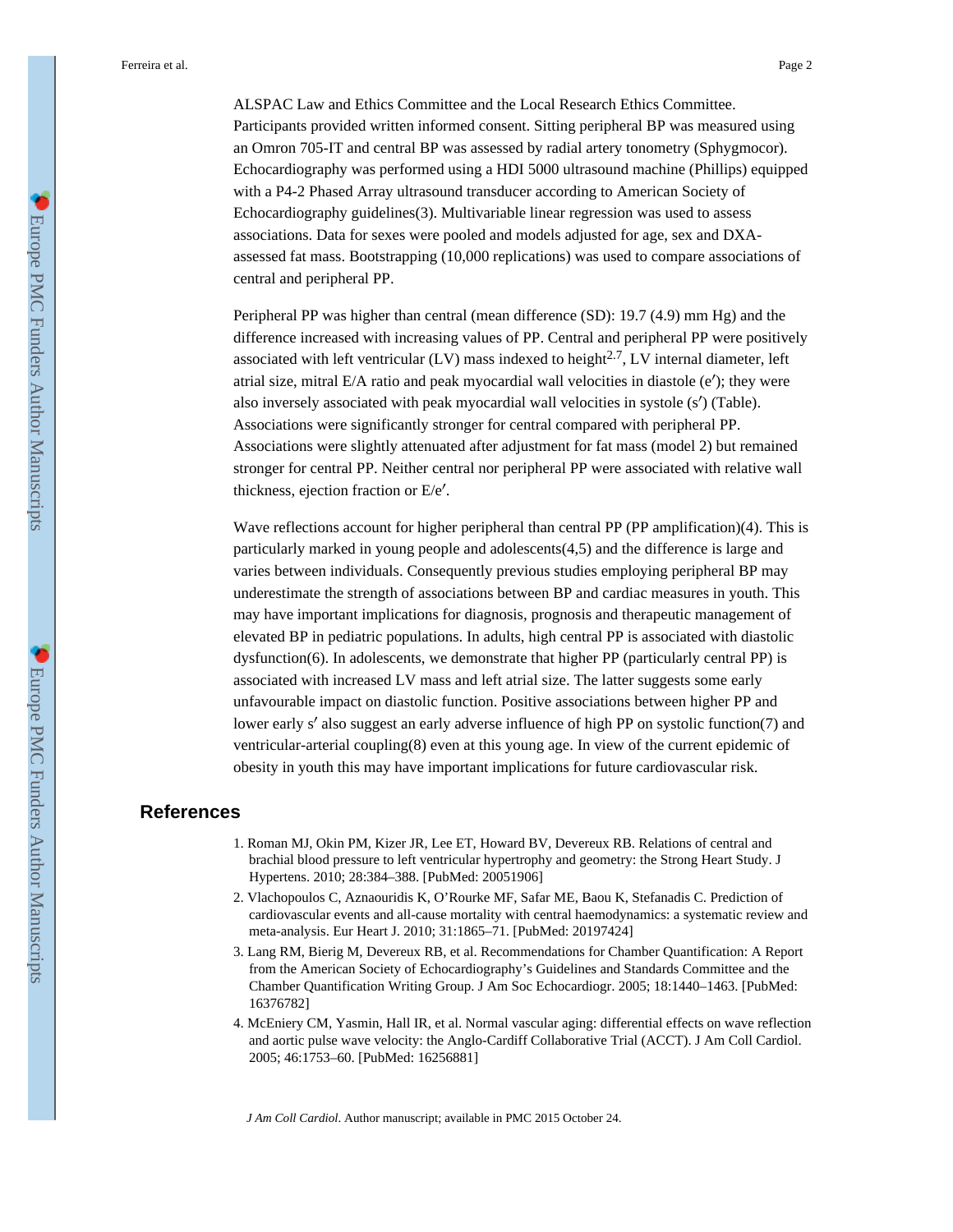ALSPAC Law and Ethics Committee and the Local Research Ethics Committee. Participants provided written informed consent. Sitting peripheral BP was measured using an Omron 705-IT and central BP was assessed by radial artery tonometry (Sphygmocor). Echocardiography was performed using a HDI 5000 ultrasound machine (Phillips) equipped with a P4-2 Phased Array ultrasound transducer according to American Society of Echocardiography guidelines(3). Multivariable linear regression was used to assess associations. Data for sexes were pooled and models adjusted for age, sex and DXA-assessed fat mass. Bootstrapping (10,000 replications) was used to compare associations of central and peripheral PP.

Peripheral PP was higher than central (mean difference (SD): 19.7 (4.9) mm Hg) and the difference increased with increasing values of PP. Central and peripheral PP were positively associated with left ventricular (LV) mass indexed to height$^{2.7}$, LV internal diameter, left atrial size, mitral E/A ratio and peak myocardial wall velocities in diastole (e′); they were also inversely associated with peak myocardial wall velocities in systole (s′) (Table). Associations were significantly stronger for central compared with peripheral PP. Associations were slightly attenuated after adjustment for fat mass (model 2) but remained stronger for central PP. Neither central nor peripheral PP were associated with relative wall thickness, ejection fraction or E/e′.

Wave reflections account for higher peripheral than central PP (PP amplification)(4). This is particularly marked in young people and adolescents(4,5) and the difference is large and varies between individuals. Consequently previous studies employing peripheral BP may underestimate the strength of associations between BP and cardiac measures in youth. This may have important implications for diagnosis, prognosis and therapeutic management of elevated BP in pediatric populations. In adults, high central PP is associated with diastolic dysfunction(6). In adolescents, we demonstrate that higher PP (particularly central PP) is associated with increased LV mass and left atrial size. The latter suggests some early unfavourable impact on diastolic function. Positive associations between higher PP and lower early s′ also suggest an early adverse influence of high PP on systolic function(7) and ventricular-arterial coupling(8) even at this young age. In view of the current epidemic of obesity in youth this may have important implications for future cardiovascular risk.

## References

1. Roman MJ, Okin PM, Kizer JR, Lee ET, Howard BV, Devereux RB. Relations of central and brachial blood pressure to left ventricular hypertrophy and geometry: the Strong Heart Study. J Hypertens. 2010; 28:384–388. [PubMed: 20051906]
2. Vlachopoulos C, Aznaouridis K, O'Rourke MF, Safar ME, Baou K, Stefanadis C. Prediction of cardiovascular events and all-cause mortality with central haemodynamics: a systematic review and meta-analysis. Eur Heart J. 2010; 31:1865–71. [PubMed: 20197424]
3. Lang RM, Bierig M, Devereux RB, et al. Recommendations for Chamber Quantification: A Report from the American Society of Echocardiography's Guidelines and Standards Committee and the Chamber Quantification Writing Group. J Am Soc Echocardiogr. 2005; 18:1440–1463. [PubMed: 16376782]
4. McEniery CM, Yasmin, Hall IR, et al. Normal vascular aging: differential effects on wave reflection and aortic pulse wave velocity: the Anglo-Cardiff Collaborative Trial (ACCT). J Am Coll Cardiol. 2005; 46:1753–60. [PubMed: 16256881]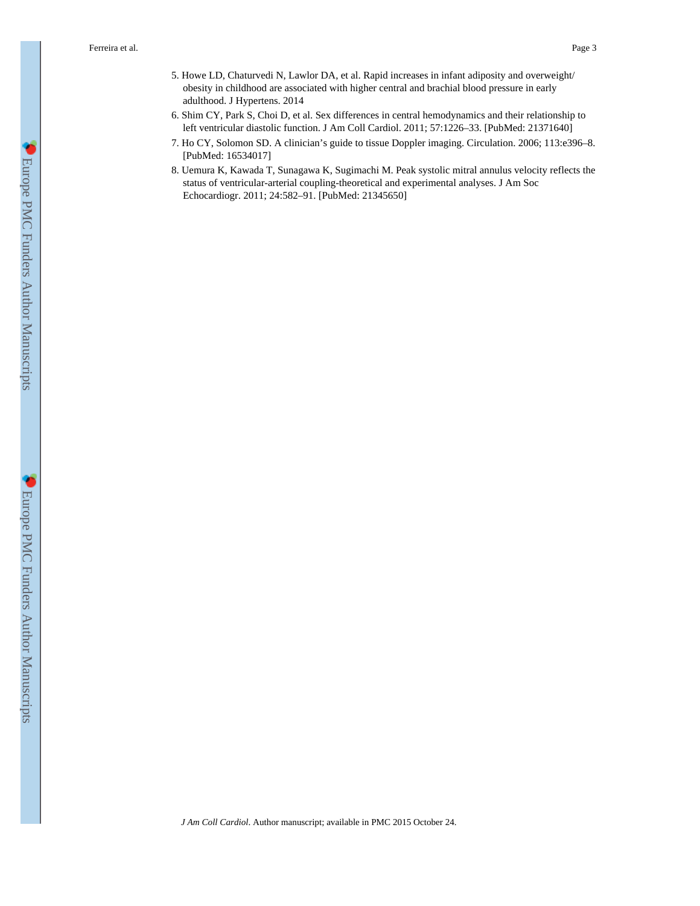5. Howe LD, Chaturvedi N, Lawlor DA, et al. Rapid increases in infant adiposity and overweight/obesity in childhood are associated with higher central and brachial blood pressure in early adulthood. J Hypertens. 2014
6. Shim CY, Park S, Choi D, et al. Sex differences in central hemodynamics and their relationship to left ventricular diastolic function. J Am Coll Cardiol. 2011; 57:1226–33. [PubMed: 21371640]
7. Ho CY, Solomon SD. A clinician's guide to tissue Doppler imaging. Circulation. 2006; 113:e396–8. [PubMed: 16534017]
8. Uemura K, Kawada T, Sunagawa K, Sugimachi M. Peak systolic mitral annulus velocity reflects the status of ventricular-arterial coupling-theoretical and experimental analyses. J Am Soc Echocardiogr. 2011; 24:582–91. [PubMed: 21345650]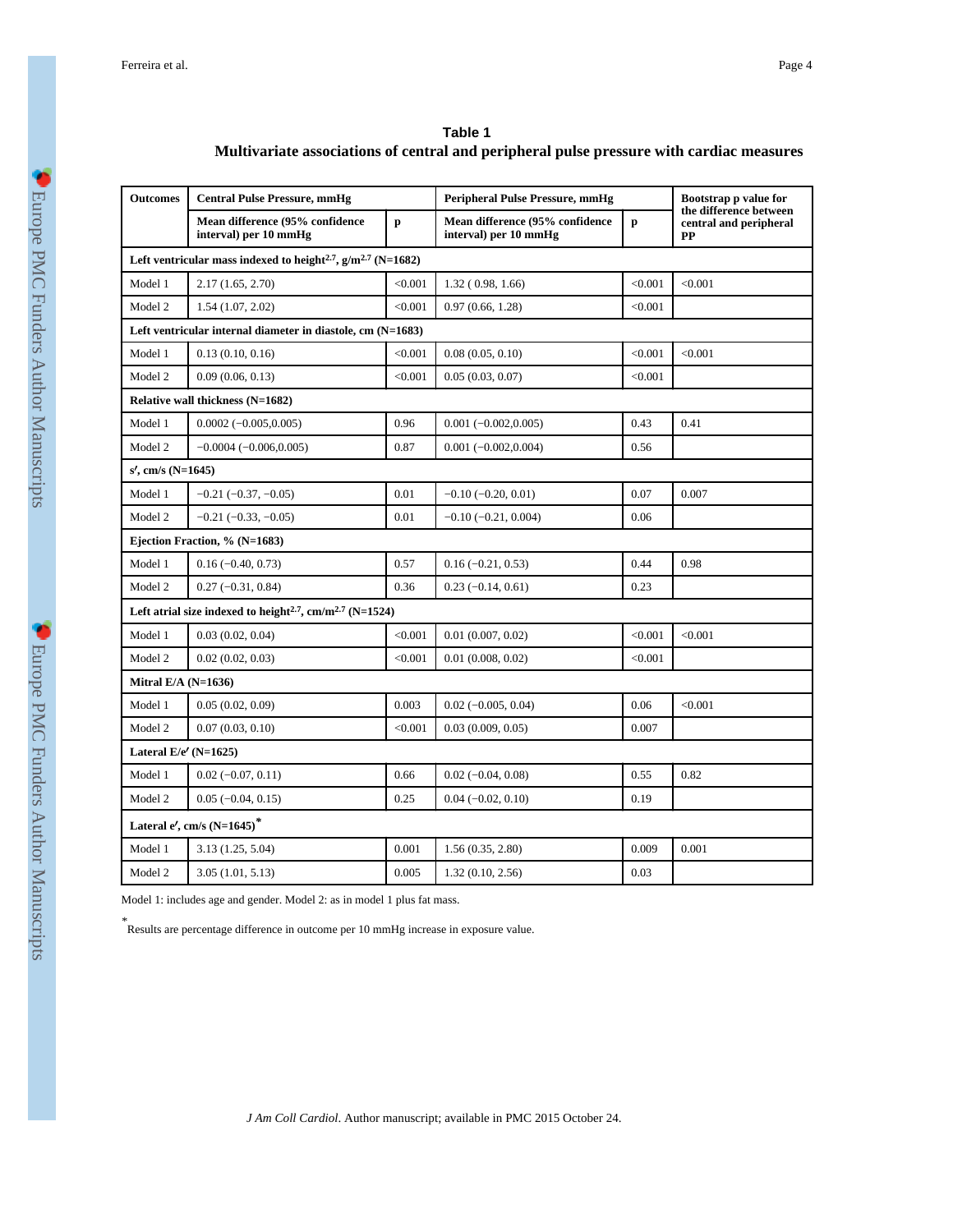# Table 1

## Multivariate associations of central and peripheral pulse pressure with cardiac measures

| Outcomes | Central Pulse Pressure, mmHg | | Peripheral Pulse Pressure, mmHg | | Bootstrap p value for the difference between central and peripheral PP |
|---|---|---|---|---|---|
| | Mean difference (95% confidence interval) per 10 mmHg | p | Mean difference (95% confidence interval) per 10 mmHg | p | |
| **Left ventricular mass indexed to height$^{2.7}$, g/m$^{2.7}$ (N=1682)** | | | | | |
| Model 1 | 2.17 (1.65, 2.70) | <0.001 | 1.32 ( 0.98, 1.66) | <0.001 | <0.001 |
| Model 2 | 1.54 (1.07, 2.02) | <0.001 | 0.97 (0.66, 1.28) | <0.001 | |
| **Left ventricular internal diameter in diastole, cm (N=1683)** | | | | | |
| Model 1 | 0.13 (0.10, 0.16) | <0.001 | 0.08 (0.05, 0.10) | <0.001 | <0.001 |
| Model 2 | 0.09 (0.06, 0.13) | <0.001 | 0.05 (0.03, 0.07) | <0.001 | |
| **Relative wall thickness (N=1682)** | | | | | |
| Model 1 | 0.0002 (−0.005,0.005) | 0.96 | 0.001 (−0.002,0.005) | 0.43 | 0.41 |
| Model 2 | −0.0004 (−0.006,0.005) | 0.87 | 0.001 (−0.002,0.004) | 0.56 | |
| **s′, cm/s (N=1645)** | | | | | |
| Model 1 | −0.21 (−0.37, −0.05) | 0.01 | −0.10 (−0.20, 0.01) | 0.07 | 0.007 |
| Model 2 | −0.21 (−0.33, −0.05) | 0.01 | −0.10 (−0.21, 0.004) | 0.06 | |
| **Ejection Fraction, % (N=1683)** | | | | | |
| Model 1 | 0.16 (−0.40, 0.73) | 0.57 | 0.16 (−0.21, 0.53) | 0.44 | 0.98 |
| Model 2 | 0.27 (−0.31, 0.84) | 0.36 | 0.23 (−0.14, 0.61) | 0.23 | |
| **Left atrial size indexed to height$^{2.7}$, cm/m$^{2.7}$ (N=1524)** | | | | | |
| Model 1 | 0.03 (0.02, 0.04) | <0.001 | 0.01 (0.007, 0.02) | <0.001 | <0.001 |
| Model 2 | 0.02 (0.02, 0.03) | <0.001 | 0.01 (0.008, 0.02) | <0.001 | |
| **Mitral E/A (N=1636)** | | | | | |
| Model 1 | 0.05 (0.02, 0.09) | 0.003 | 0.02 (−0.005, 0.04) | 0.06 | <0.001 |
| Model 2 | 0.07 (0.03, 0.10) | <0.001 | 0.03 (0.009, 0.05) | 0.007 | |
| **Lateral E/e′ (N=1625)** | | | | | |
| Model 1 | 0.02 (−0.07, 0.11) | 0.66 | 0.02 (−0.04, 0.08) | 0.55 | 0.82 |
| Model 2 | 0.05 (−0.04, 0.15) | 0.25 | 0.04 (−0.02, 0.10) | 0.19 | |
| **Lateral e′, cm/s (N=1645)*** | | | | | |
| Model 1 | 3.13 (1.25, 5.04) | 0.001 | 1.56 (0.35, 2.80) | 0.009 | 0.001 |
| Model 2 | 3.05 (1.01, 5.13) | 0.005 | 1.32 (0.10, 2.56) | 0.03 | |

Model 1: includes age and gender. Model 2: as in model 1 plus fat mass.

*Results are percentage difference in outcome per 10 mmHg increase in exposure value.